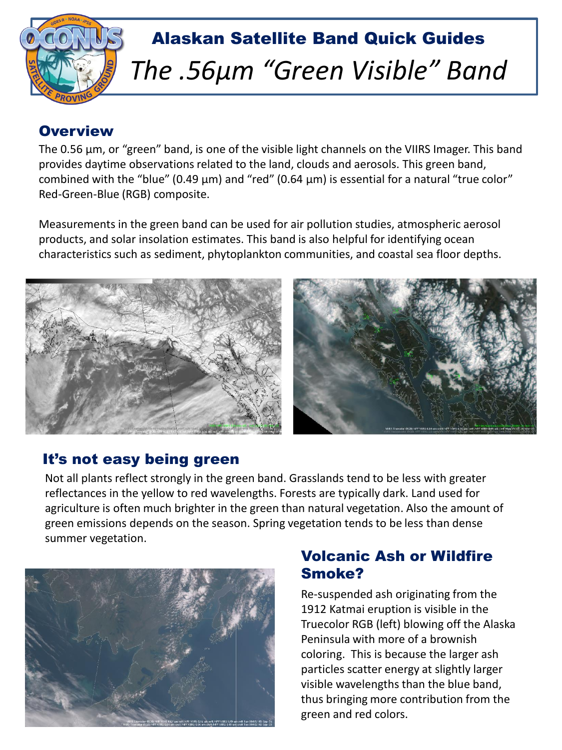# Alaskan Satellite Band Quick Guides

## *The .56μm "Green Visible" Band*

### Overview

The 0.56 μm, or "green" band, is one of the visible light channels on the VIIRS Imager. This band provides daytime observations related to the land, clouds and aerosols. This green band, combined with the "blue" (0.49 μm) and "red" (0.64 μm) is essential for a natural "true color" Red-Green-Blue (RGB) composite.

Measurements in the green band can be used for air pollution studies, atmospheric aerosol products, and solar insolation estimates. This band is also helpful for identifying ocean characteristics such as sediment, phytoplankton communities, and coastal sea floor depths.

### It's not easy being green

Not all plants reflect strongly in the green band. Grasslands tend to be less with greater reflectances in the yellow to red wavelengths. Forests are typically dark. Land used for agriculture is often much brighter in the green than natural vegetation. Also the amount of green emissions depends on the season. Spring vegetation tends to be less than dense summer vegetation.

### Volcanic Ash or Wildfire Smoke?

Re-suspended ash originating from the 1912 Katmai eruption is visible in the Truecolor RGB (left) blowing off the Alaska Peninsula with more of a brownish coloring. This is because the larger ash particles scatter energy at slightly larger visible wavelengths than the blue band, thus bringing more contribution from the green and red colors.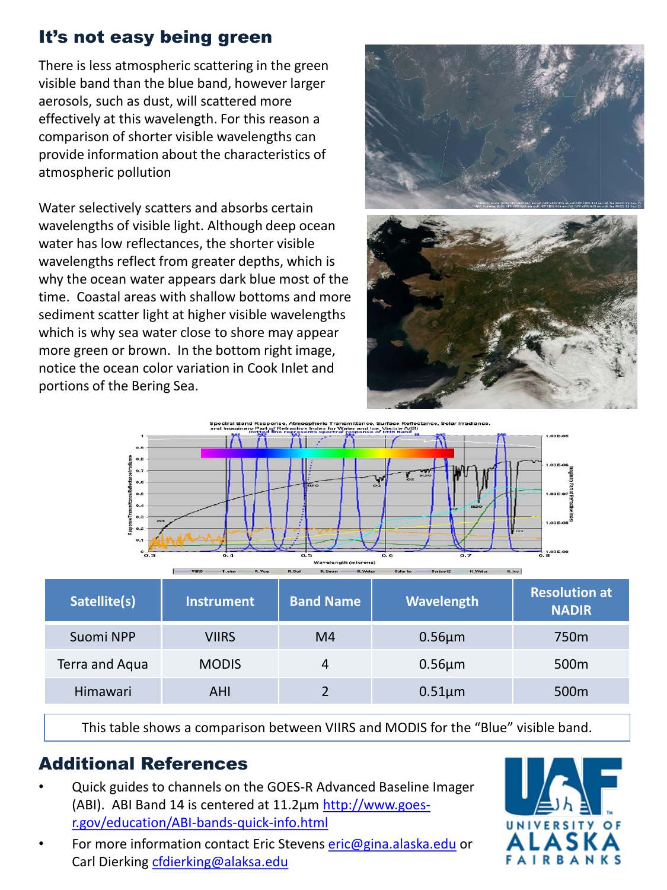## It's not easy being green

There is less atmospheric scattering in the green visible band than the blue band, however larger aerosols, such as dust, will scattered more effectively at this wavelength. For this reason a comparison of shorter visible wavelengths can provide information about the characteristics of atmospheric pollution

Water selectively scatters and absorbs certain wavelengths of visible light. Although deep ocean water has low reflectances, the shorter visible wavelengths reflect from greater depths, which is why the ocean water appears dark blue most of the time. Coastal areas with shallow bottoms and more sediment scatter light at higher visible wavelengths which is why sea water close to shore may appear more green or brown. In the bottom right image, notice the ocean color variation in Cook Inlet and portions of the Bering Sea.

Spectral Band Response, Atmospheric Transmittance, Surface Reflectance, Solar Irradiance, and Imaginary Part of Refractive Index for Water and Ice, Visible (VIS)
Dotted line represents spectral response of DNB Band

Response/Transmittance/Reflectance/Irradiance

Imaginary Part of Refractive Index

Wavelength (microns)

VIIRS, T_atm, R_Veg, R_Soil, R_Snow, R_Water, Solar Irr, Series12, K_Water, K_Ice

| Satellite(s) | Instrument | Band Name | Wavelength | Resolution at NADIR |
|---|---|---|---|---|
| Suomi NPP | VIIRS | M4 | 0.56µm | 750m |
| Terra and Aqua | MODIS | 4 | 0.56µm | 500m |
| Himawari | AHI | 2 | 0.51µm | 500m |

This table shows a comparison between VIIRS and MODIS for the "Blue" visible band.

## Additional References

- Quick guides to channels on the GOES-R Advanced Baseline Imager (ABI). ABI Band 14 is centered at 11.2µm http://www.goes-r.gov/education/ABI-bands-quick-info.html
- For more information contact Eric Stevens eric@gina.alaska.edu or Carl Dierking cfdierking@alaksa.edu